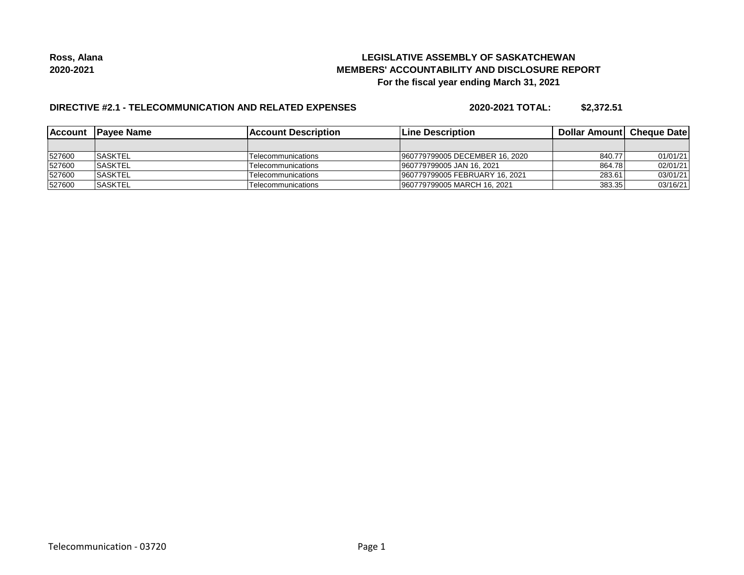**Ross, Alana**
**2020-2021**

**LEGISLATIVE ASSEMBLY OF SASKATCHEWAN**
**MEMBERS' ACCOUNTABILITY AND DISCLOSURE REPORT**
**For the fiscal year ending March 31, 2021**

**DIRECTIVE #2.1 - TELECOMMUNICATION AND RELATED EXPENSES** **2020-2021 TOTAL: $2,372.51**

| Account | Payee Name | Account Description | Line Description | Dollar Amount | Cheque Date |
|---|---|---|---|---|---|
| | | | | | |
| 527600 | SASKTEL | Telecommunications | 960779799005 DECEMBER 16, 2020 | 840.77 | 01/01/21 |
| 527600 | SASKTEL | Telecommunications | 960779799005 JAN 16, 2021 | 864.78 | 02/01/21 |
| 527600 | SASKTEL | Telecommunications | 960779799005 FEBRUARY 16, 2021 | 283.61 | 03/01/21 |
| 527600 | SASKTEL | Telecommunications | 960779799005 MARCH 16, 2021 | 383.35 | 03/16/21 |

Telecommunication - 03720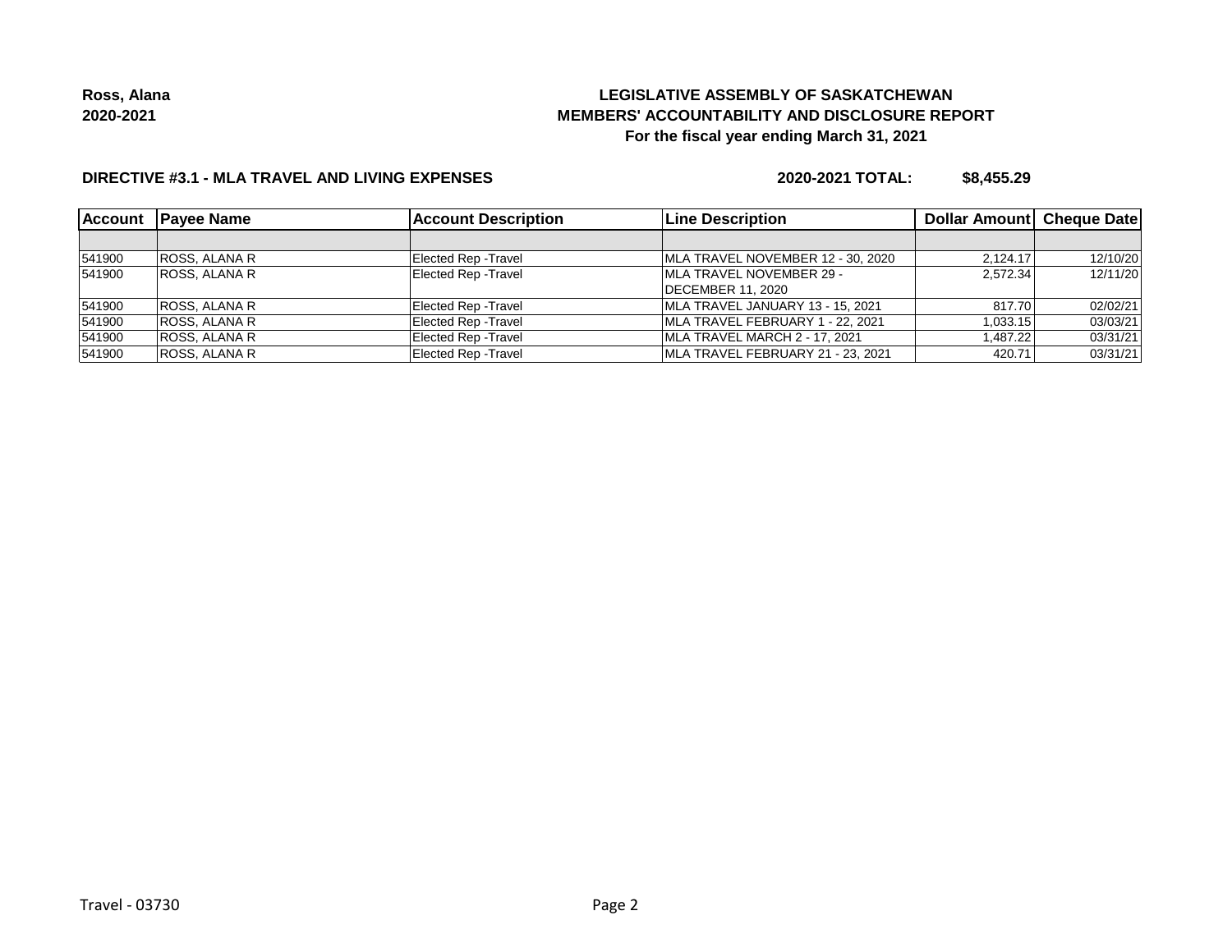**Ross, Alana**
**2020-2021**

**LEGISLATIVE ASSEMBLY OF SASKATCHEWAN**
**MEMBERS' ACCOUNTABILITY AND DISCLOSURE REPORT**
**For the fiscal year ending March 31, 2021**

**DIRECTIVE #3.1 - MLA TRAVEL AND LIVING EXPENSES** **2020-2021 TOTAL: $8,455.29**

| Account | Payee Name | Account Description | Line Description | Dollar Amount | Cheque Date |
|---|---|---|---|---|---|
| | | | | | |
| 541900 | ROSS, ALANA R | Elected Rep -Travel | MLA TRAVEL NOVEMBER 12 - 30, 2020 | 2,124.17 | 12/10/20 |
| 541900 | ROSS, ALANA R | Elected Rep -Travel | MLA TRAVEL NOVEMBER 29 - DECEMBER 11, 2020 | 2,572.34 | 12/11/20 |
| 541900 | ROSS, ALANA R | Elected Rep -Travel | MLA TRAVEL JANUARY 13 - 15, 2021 | 817.70 | 02/02/21 |
| 541900 | ROSS, ALANA R | Elected Rep -Travel | MLA TRAVEL FEBRUARY 1 - 22, 2021 | 1,033.15 | 03/03/21 |
| 541900 | ROSS, ALANA R | Elected Rep -Travel | MLA TRAVEL MARCH 2 - 17, 2021 | 1,487.22 | 03/31/21 |
| 541900 | ROSS, ALANA R | Elected Rep -Travel | MLA TRAVEL FEBRUARY 21 - 23, 2021 | 420.71 | 03/31/21 |

Travel - 03730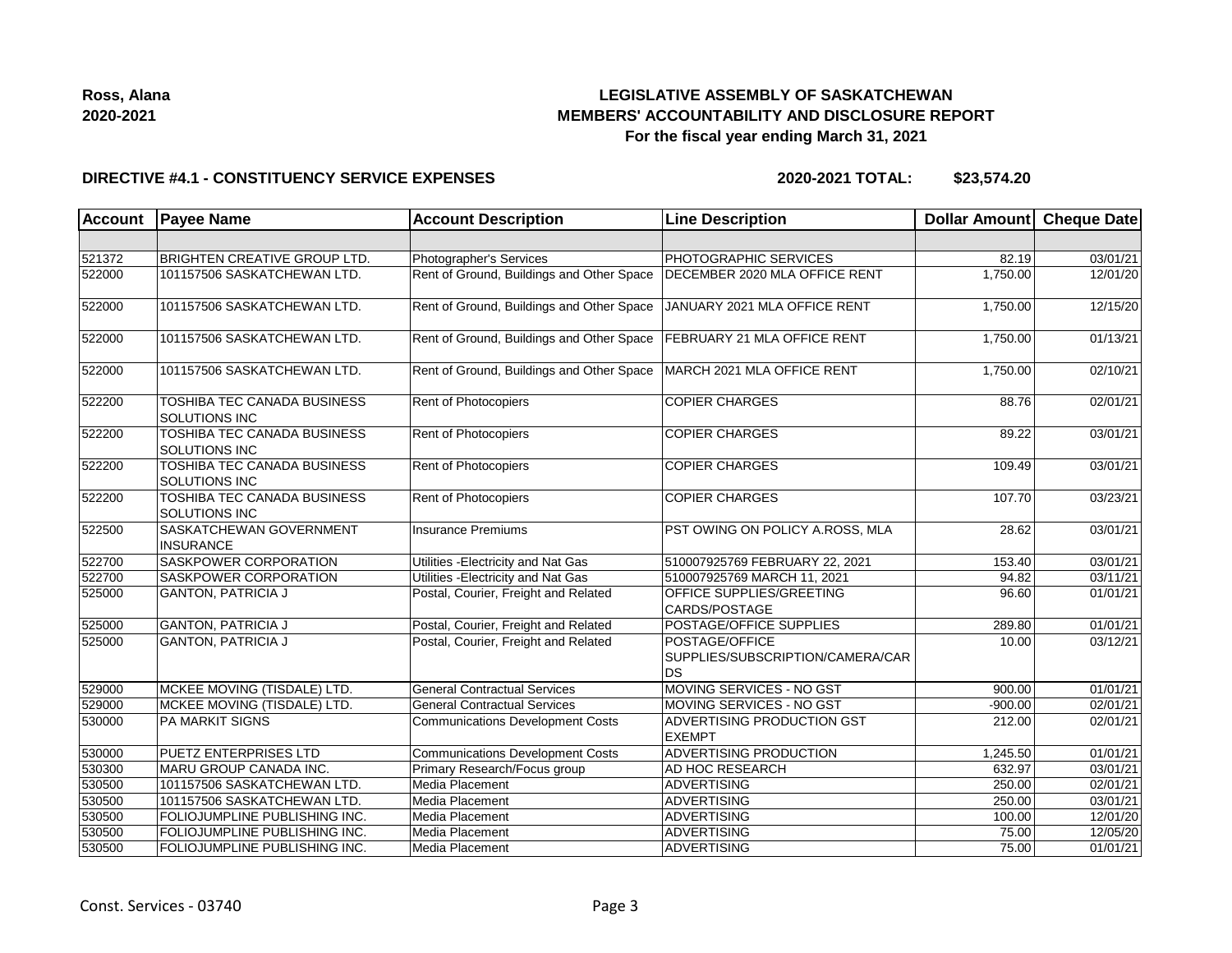Ross, Alana
2020-2021

# LEGISLATIVE ASSEMBLY OF SASKATCHEWAN
## MEMBERS' ACCOUNTABILITY AND DISCLOSURE REPORT
### For the fiscal year ending March 31, 2021

**DIRECTIVE #4.1 - CONSTITUENCY SERVICE EXPENSES** **2020-2021 TOTAL: $23,574.20**

| Account | Payee Name | Account Description | Line Description | Dollar Amount | Cheque Date |
|---|---|---|---|---|---|
| | | | | | |
| 521372 | BRIGHTEN CREATIVE GROUP LTD. | Photographer's Services | PHOTOGRAPHIC SERVICES | 82.19 | 03/01/21 |
| 522000 | 101157506 SASKATCHEWAN LTD. | Rent of Ground, Buildings and Other Space | DECEMBER 2020 MLA OFFICE RENT | 1,750.00 | 12/01/20 |
| 522000 | 101157506 SASKATCHEWAN LTD. | Rent of Ground, Buildings and Other Space | JANUARY 2021 MLA OFFICE RENT | 1,750.00 | 12/15/20 |
| 522000 | 101157506 SASKATCHEWAN LTD. | Rent of Ground, Buildings and Other Space | FEBRUARY 21 MLA OFFICE RENT | 1,750.00 | 01/13/21 |
| 522000 | 101157506 SASKATCHEWAN LTD. | Rent of Ground, Buildings and Other Space | MARCH 2021 MLA OFFICE RENT | 1,750.00 | 02/10/21 |
| 522200 | TOSHIBA TEC CANADA BUSINESS SOLUTIONS INC | Rent of Photocopiers | COPIER CHARGES | 88.76 | 02/01/21 |
| 522200 | TOSHIBA TEC CANADA BUSINESS SOLUTIONS INC | Rent of Photocopiers | COPIER CHARGES | 89.22 | 03/01/21 |
| 522200 | TOSHIBA TEC CANADA BUSINESS SOLUTIONS INC | Rent of Photocopiers | COPIER CHARGES | 109.49 | 03/01/21 |
| 522200 | TOSHIBA TEC CANADA BUSINESS SOLUTIONS INC | Rent of Photocopiers | COPIER CHARGES | 107.70 | 03/23/21 |
| 522500 | SASKATCHEWAN GOVERNMENT INSURANCE | Insurance Premiums | PST OWING ON POLICY A.ROSS, MLA | 28.62 | 03/01/21 |
| 522700 | SASKPOWER CORPORATION | Utilities -Electricity and Nat Gas | 510007925769 FEBRUARY 22, 2021 | 153.40 | 03/01/21 |
| 522700 | SASKPOWER CORPORATION | Utilities -Electricity and Nat Gas | 510007925769 MARCH 11, 2021 | 94.82 | 03/11/21 |
| 525000 | GANTON, PATRICIA J | Postal, Courier, Freight and Related | OFFICE SUPPLIES/GREETING CARDS/POSTAGE | 96.60 | 01/01/21 |
| 525000 | GANTON, PATRICIA J | Postal, Courier, Freight and Related | POSTAGE/OFFICE SUPPLIES | 289.80 | 01/01/21 |
| 525000 | GANTON, PATRICIA J | Postal, Courier, Freight and Related | POSTAGE/OFFICE SUPPLIES/SUBSCRIPTION/CAMERA/CARDS | 10.00 | 03/12/21 |
| 529000 | MCKEE MOVING (TISDALE) LTD. | General Contractual Services | MOVING SERVICES - NO GST | 900.00 | 01/01/21 |
| 529000 | MCKEE MOVING (TISDALE) LTD. | General Contractual Services | MOVING SERVICES - NO GST | -900.00 | 02/01/21 |
| 530000 | PA MARKIT SIGNS | Communications Development Costs | ADVERTISING PRODUCTION GST EXEMPT | 212.00 | 02/01/21 |
| 530000 | PUETZ ENTERPRISES LTD | Communications Development Costs | ADVERTISING PRODUCTION | 1,245.50 | 01/01/21 |
| 530300 | MARU GROUP CANADA INC. | Primary Research/Focus group | AD HOC RESEARCH | 632.97 | 03/01/21 |
| 530500 | 101157506 SASKATCHEWAN LTD. | Media Placement | ADVERTISING | 250.00 | 02/01/21 |
| 530500 | 101157506 SASKATCHEWAN LTD. | Media Placement | ADVERTISING | 250.00 | 03/01/21 |
| 530500 | FOLIOJUMPLINE PUBLISHING INC. | Media Placement | ADVERTISING | 100.00 | 12/01/20 |
| 530500 | FOLIOJUMPLINE PUBLISHING INC. | Media Placement | ADVERTISING | 75.00 | 12/05/20 |
| 530500 | FOLIOJUMPLINE PUBLISHING INC. | Media Placement | ADVERTISING | 75.00 | 01/01/21 |

Const. Services - 03740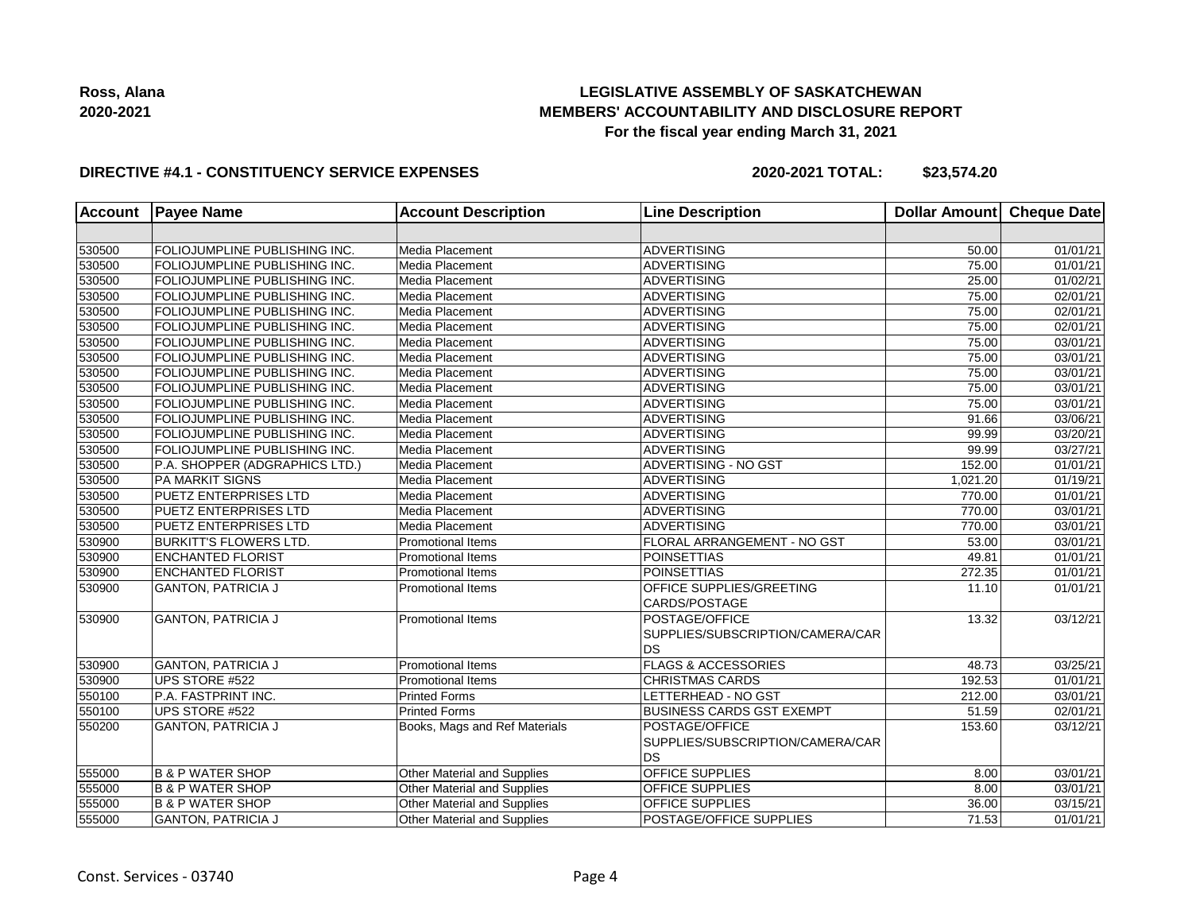**Ross, Alana**
**2020-2021**

# LEGISLATIVE ASSEMBLY OF SASKATCHEWAN
## MEMBERS' ACCOUNTABILITY AND DISCLOSURE REPORT
### For the fiscal year ending March 31, 2021

**DIRECTIVE #4.1 - CONSTITUENCY SERVICE EXPENSES** **2020-2021 TOTAL: $23,574.20**

| Account | Payee Name | Account Description | Line Description | Dollar Amount | Cheque Date |
|---|---|---|---|---|---|
| | | | | | |
| 530500 | FOLIOJUMPLINE PUBLISHING INC. | Media Placement | ADVERTISING | 50.00 | 01/01/21 |
| 530500 | FOLIOJUMPLINE PUBLISHING INC. | Media Placement | ADVERTISING | 75.00 | 01/01/21 |
| 530500 | FOLIOJUMPLINE PUBLISHING INC. | Media Placement | ADVERTISING | 25.00 | 01/02/21 |
| 530500 | FOLIOJUMPLINE PUBLISHING INC. | Media Placement | ADVERTISING | 75.00 | 02/01/21 |
| 530500 | FOLIOJUMPLINE PUBLISHING INC. | Media Placement | ADVERTISING | 75.00 | 02/01/21 |
| 530500 | FOLIOJUMPLINE PUBLISHING INC. | Media Placement | ADVERTISING | 75.00 | 02/01/21 |
| 530500 | FOLIOJUMPLINE PUBLISHING INC. | Media Placement | ADVERTISING | 75.00 | 03/01/21 |
| 530500 | FOLIOJUMPLINE PUBLISHING INC. | Media Placement | ADVERTISING | 75.00 | 03/01/21 |
| 530500 | FOLIOJUMPLINE PUBLISHING INC. | Media Placement | ADVERTISING | 75.00 | 03/01/21 |
| 530500 | FOLIOJUMPLINE PUBLISHING INC. | Media Placement | ADVERTISING | 75.00 | 03/01/21 |
| 530500 | FOLIOJUMPLINE PUBLISHING INC. | Media Placement | ADVERTISING | 75.00 | 03/01/21 |
| 530500 | FOLIOJUMPLINE PUBLISHING INC. | Media Placement | ADVERTISING | 91.66 | 03/06/21 |
| 530500 | FOLIOJUMPLINE PUBLISHING INC. | Media Placement | ADVERTISING | 99.99 | 03/20/21 |
| 530500 | FOLIOJUMPLINE PUBLISHING INC. | Media Placement | ADVERTISING | 99.99 | 03/27/21 |
| 530500 | P.A. SHOPPER (ADGRAPHICS LTD.) | Media Placement | ADVERTISING - NO GST | 152.00 | 01/01/21 |
| 530500 | PA MARKIT SIGNS | Media Placement | ADVERTISING | 1,021.20 | 01/19/21 |
| 530500 | PUETZ ENTERPRISES LTD | Media Placement | ADVERTISING | 770.00 | 01/01/21 |
| 530500 | PUETZ ENTERPRISES LTD | Media Placement | ADVERTISING | 770.00 | 03/01/21 |
| 530500 | PUETZ ENTERPRISES LTD | Media Placement | ADVERTISING | 770.00 | 03/01/21 |
| 530900 | BURKITT'S FLOWERS LTD. | Promotional Items | FLORAL ARRANGEMENT - NO GST | 53.00 | 03/01/21 |
| 530900 | ENCHANTED FLORIST | Promotional Items | POINSETTIAS | 49.81 | 01/01/21 |
| 530900 | ENCHANTED FLORIST | Promotional Items | POINSETTIAS | 272.35 | 01/01/21 |
| 530900 | GANTON, PATRICIA J | Promotional Items | OFFICE SUPPLIES/GREETING CARDS/POSTAGE | 11.10 | 01/01/21 |
| 530900 | GANTON, PATRICIA J | Promotional Items | POSTAGE/OFFICE SUPPLIES/SUBSCRIPTION/CAMERA/CARDS | 13.32 | 03/12/21 |
| 530900 | GANTON, PATRICIA J | Promotional Items | FLAGS & ACCESSORIES | 48.73 | 03/25/21 |
| 530900 | UPS STORE #522 | Promotional Items | CHRISTMAS CARDS | 192.53 | 01/01/21 |
| 550100 | P.A. FASTPRINT INC. | Printed Forms | LETTERHEAD - NO GST | 212.00 | 03/01/21 |
| 550100 | UPS STORE #522 | Printed Forms | BUSINESS CARDS GST EXEMPT | 51.59 | 02/01/21 |
| 550200 | GANTON, PATRICIA J | Books, Mags and Ref Materials | POSTAGE/OFFICE SUPPLIES/SUBSCRIPTION/CAMERA/CARDS | 153.60 | 03/12/21 |
| 555000 | B & P WATER SHOP | Other Material and Supplies | OFFICE SUPPLIES | 8.00 | 03/01/21 |
| 555000 | B & P WATER SHOP | Other Material and Supplies | OFFICE SUPPLIES | 8.00 | 03/01/21 |
| 555000 | B & P WATER SHOP | Other Material and Supplies | OFFICE SUPPLIES | 36.00 | 03/15/21 |
| 555000 | GANTON, PATRICIA J | Other Material and Supplies | POSTAGE/OFFICE SUPPLIES | 71.53 | 01/01/21 |

Const. Services - 03740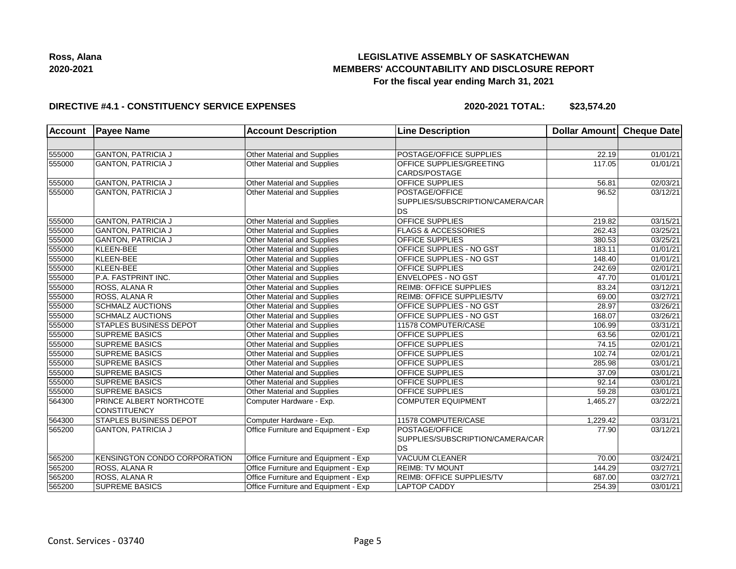Ross, Alana
2020-2021

# LEGISLATIVE ASSEMBLY OF SASKATCHEWAN
## MEMBERS' ACCOUNTABILITY AND DISCLOSURE REPORT
### For the fiscal year ending March 31, 2021

**DIRECTIVE #4.1 - CONSTITUENCY SERVICE EXPENSES** **2020-2021 TOTAL: $23,574.20**

| Account | Payee Name | Account Description | Line Description | Dollar Amount | Cheque Date |
|---|---|---|---|---|---|
| | | | | | |
| 555000 | GANTON, PATRICIA J | Other Material and Supplies | POSTAGE/OFFICE SUPPLIES | 22.19 | 01/01/21 |
| 555000 | GANTON, PATRICIA J | Other Material and Supplies | OFFICE SUPPLIES/GREETING CARDS/POSTAGE | 117.05 | 01/01/21 |
| 555000 | GANTON, PATRICIA J | Other Material and Supplies | OFFICE SUPPLIES | 56.81 | 02/03/21 |
| 555000 | GANTON, PATRICIA J | Other Material and Supplies | POSTAGE/OFFICE SUPPLIES/SUBSCRIPTION/CAMERA/CARDS | 96.52 | 03/12/21 |
| 555000 | GANTON, PATRICIA J | Other Material and Supplies | OFFICE SUPPLIES | 219.82 | 03/15/21 |
| 555000 | GANTON, PATRICIA J | Other Material and Supplies | FLAGS & ACCESSORIES | 262.43 | 03/25/21 |
| 555000 | GANTON, PATRICIA J | Other Material and Supplies | OFFICE SUPPLIES | 380.53 | 03/25/21 |
| 555000 | KLEEN-BEE | Other Material and Supplies | OFFICE SUPPLIES - NO GST | 183.11 | 01/01/21 |
| 555000 | KLEEN-BEE | Other Material and Supplies | OFFICE SUPPLIES - NO GST | 148.40 | 01/01/21 |
| 555000 | KLEEN-BEE | Other Material and Supplies | OFFICE SUPPLIES | 242.69 | 02/01/21 |
| 555000 | P.A. FASTPRINT INC. | Other Material and Supplies | ENVELOPES - NO GST | 47.70 | 01/01/21 |
| 555000 | ROSS, ALANA R | Other Material and Supplies | REIMB: OFFICE SUPPLIES | 83.24 | 03/12/21 |
| 555000 | ROSS, ALANA R | Other Material and Supplies | REIMB: OFFICE SUPPLIES/TV | 69.00 | 03/27/21 |
| 555000 | SCHMALZ AUCTIONS | Other Material and Supplies | OFFICE SUPPLIES - NO GST | 28.97 | 03/26/21 |
| 555000 | SCHMALZ AUCTIONS | Other Material and Supplies | OFFICE SUPPLIES - NO GST | 168.07 | 03/26/21 |
| 555000 | STAPLES BUSINESS DEPOT | Other Material and Supplies | 11578 COMPUTER/CASE | 106.99 | 03/31/21 |
| 555000 | SUPREME BASICS | Other Material and Supplies | OFFICE SUPPLIES | 63.56 | 02/01/21 |
| 555000 | SUPREME BASICS | Other Material and Supplies | OFFICE SUPPLIES | 74.15 | 02/01/21 |
| 555000 | SUPREME BASICS | Other Material and Supplies | OFFICE SUPPLIES | 102.74 | 02/01/21 |
| 555000 | SUPREME BASICS | Other Material and Supplies | OFFICE SUPPLIES | 285.98 | 03/01/21 |
| 555000 | SUPREME BASICS | Other Material and Supplies | OFFICE SUPPLIES | 37.09 | 03/01/21 |
| 555000 | SUPREME BASICS | Other Material and Supplies | OFFICE SUPPLIES | 92.14 | 03/01/21 |
| 555000 | SUPREME BASICS | Other Material and Supplies | OFFICE SUPPLIES | 59.28 | 03/01/21 |
| 564300 | PRINCE ALBERT NORTHCOTE CONSTITUENCY | Computer Hardware - Exp. | COMPUTER EQUIPMENT | 1,465.27 | 03/22/21 |
| 564300 | STAPLES BUSINESS DEPOT | Computer Hardware - Exp. | 11578 COMPUTER/CASE | 1,229.42 | 03/31/21 |
| 565200 | GANTON, PATRICIA J | Office Furniture and Equipment - Exp | POSTAGE/OFFICE SUPPLIES/SUBSCRIPTION/CAMERA/CARDS | 77.90 | 03/12/21 |
| 565200 | KENSINGTON CONDO CORPORATION | Office Furniture and Equipment - Exp | VACUUM CLEANER | 70.00 | 03/24/21 |
| 565200 | ROSS, ALANA R | Office Furniture and Equipment - Exp | REIMB: TV MOUNT | 144.29 | 03/27/21 |
| 565200 | ROSS, ALANA R | Office Furniture and Equipment - Exp | REIMB: OFFICE SUPPLIES/TV | 687.00 | 03/27/21 |
| 565200 | SUPREME BASICS | Office Furniture and Equipment - Exp | LAPTOP CADDY | 254.39 | 03/01/21 |

Const. Services - 03740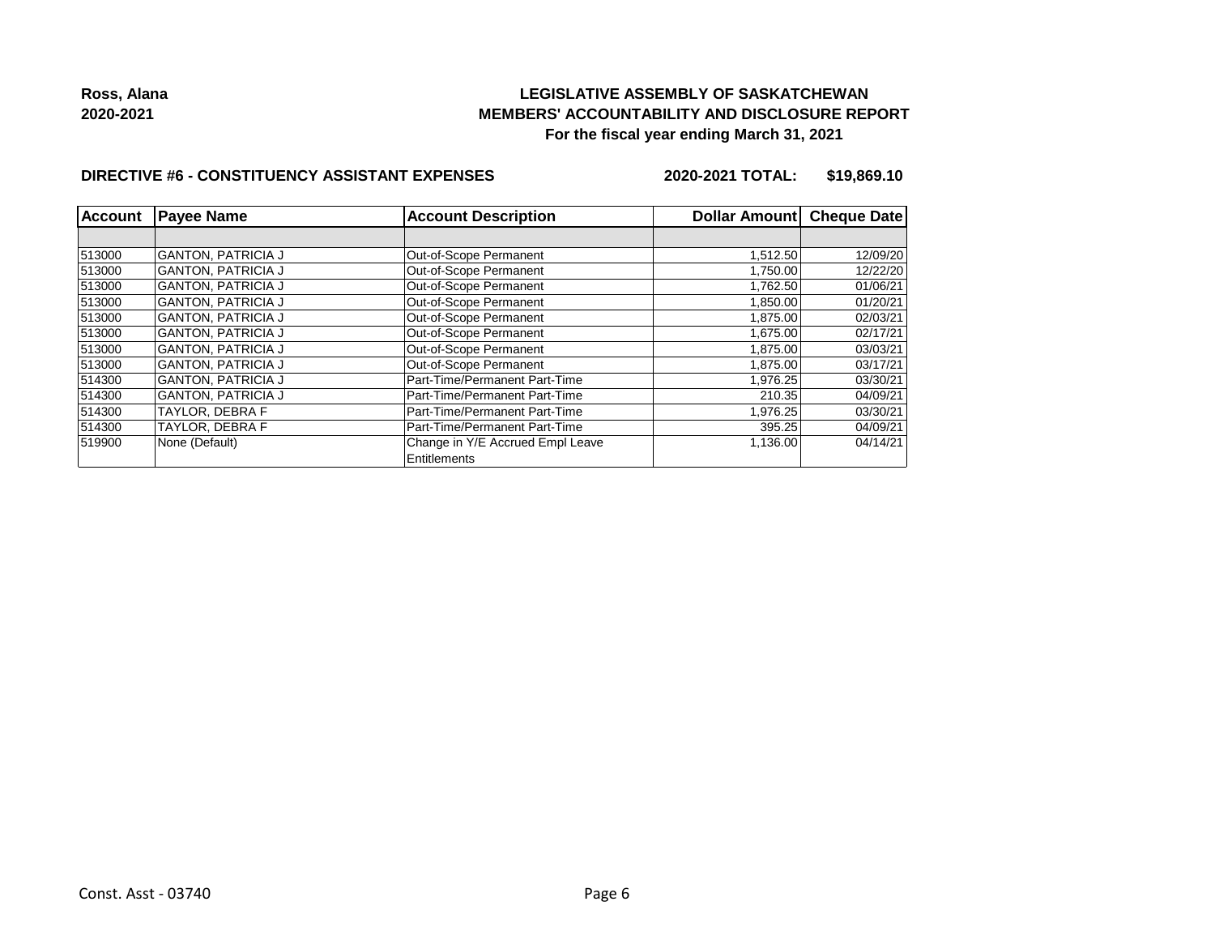**Ross, Alana**
**2020-2021**

# LEGISLATIVE ASSEMBLY OF SASKATCHEWAN
## MEMBERS' ACCOUNTABILITY AND DISCLOSURE REPORT
### For the fiscal year ending March 31, 2021

**DIRECTIVE #6 - CONSTITUENCY ASSISTANT EXPENSES** **2020-2021 TOTAL: $19,869.10**

| Account | Payee Name | Account Description | Dollar Amount | Cheque Date |
|---|---|---|---|---|
| | | | | |
| 513000 | GANTON, PATRICIA J | Out-of-Scope Permanent | 1,512.50 | 12/09/20 |
| 513000 | GANTON, PATRICIA J | Out-of-Scope Permanent | 1,750.00 | 12/22/20 |
| 513000 | GANTON, PATRICIA J | Out-of-Scope Permanent | 1,762.50 | 01/06/21 |
| 513000 | GANTON, PATRICIA J | Out-of-Scope Permanent | 1,850.00 | 01/20/21 |
| 513000 | GANTON, PATRICIA J | Out-of-Scope Permanent | 1,875.00 | 02/03/21 |
| 513000 | GANTON, PATRICIA J | Out-of-Scope Permanent | 1,675.00 | 02/17/21 |
| 513000 | GANTON, PATRICIA J | Out-of-Scope Permanent | 1,875.00 | 03/03/21 |
| 513000 | GANTON, PATRICIA J | Out-of-Scope Permanent | 1,875.00 | 03/17/21 |
| 514300 | GANTON, PATRICIA J | Part-Time/Permanent Part-Time | 1,976.25 | 03/30/21 |
| 514300 | GANTON, PATRICIA J | Part-Time/Permanent Part-Time | 210.35 | 04/09/21 |
| 514300 | TAYLOR, DEBRA F | Part-Time/Permanent Part-Time | 1,976.25 | 03/30/21 |
| 514300 | TAYLOR, DEBRA F | Part-Time/Permanent Part-Time | 395.25 | 04/09/21 |
| 519900 | None (Default) | Change in Y/E Accrued Empl Leave Entitlements | 1,136.00 | 04/14/21 |

Const. Asst - 03740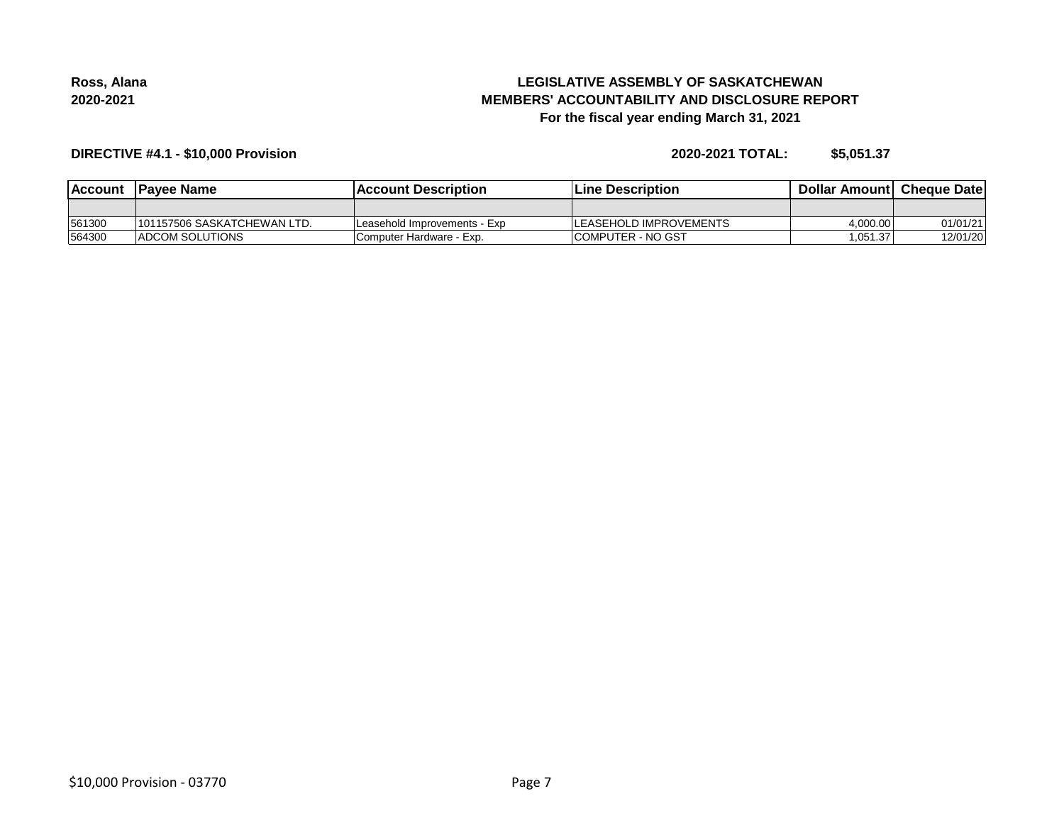**Ross, Alana**
**2020-2021**

**LEGISLATIVE ASSEMBLY OF SASKATCHEWAN**
**MEMBERS' ACCOUNTABILITY AND DISCLOSURE REPORT**
**For the fiscal year ending March 31, 2021**

**DIRECTIVE #4.1 - $10,000 Provision** **2020-2021 TOTAL: $5,051.37**

| Account | Payee Name | Account Description | Line Description | Dollar Amount | Cheque Date |
|---|---|---|---|---|---|
| | | | | | |
| 561300 | 101157506 SASKATCHEWAN LTD. | Leasehold Improvements - Exp | LEASEHOLD IMPROVEMENTS | 4,000.00 | 01/01/21 |
| 564300 | ADCOM SOLUTIONS | Computer Hardware - Exp. | COMPUTER - NO GST | 1,051.37 | 12/01/20 |

$10,000 Provision - 03770